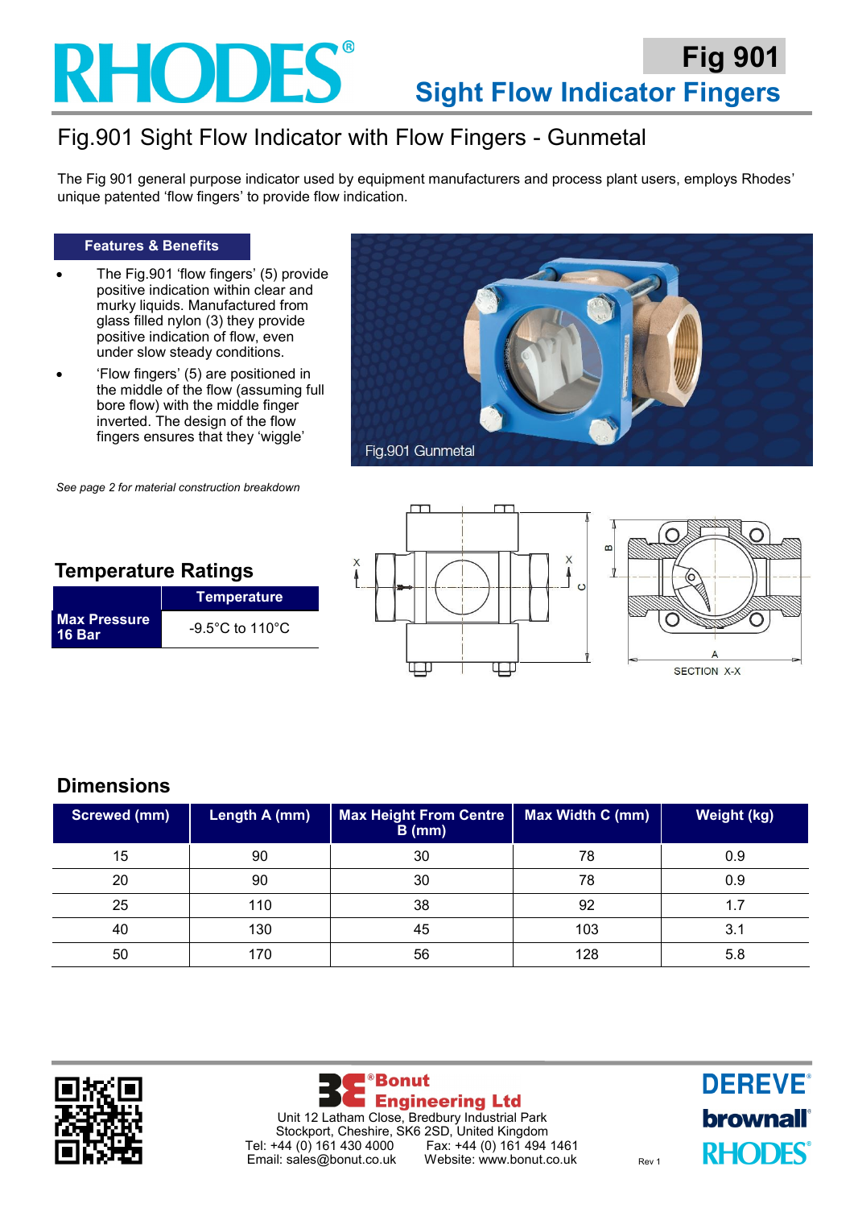# RHODES®

## Fig 901
## Sight Flow Indicator Fingers

# Fig.901 Sight Flow Indicator with Flow Fingers - Gunmetal

The Fig 901 general purpose indicator used by equipment manufacturers and process plant users, employs Rhodes' unique patented 'flow fingers' to provide flow indication.

**Features & Benefits**

- The Fig.901 'flow fingers' (5) provide positive indication within clear and murky liquids. Manufactured from glass filled nylon (3) they provide positive indication of flow, even under slow steady conditions.
- 'Flow fingers' (5) are positioned in the middle of the flow (assuming full bore flow) with the middle finger inverted. The design of the flow fingers ensures that they 'wiggle'

*See page 2 for material construction breakdown*

Fig.901 Gunmetal

SECTION X-X

## Temperature Ratings

| | Temperature |
|---|---|
| **Max Pressure 16 Bar** | -9.5°C to 110°C |

## Dimensions

| Screwed (mm) | Length A (mm) | Max Height From Centre B (mm) | Max Width C (mm) | Weight (kg) |
|---|---|---|---|---|
| 15 | 90 | 30 | 78 | 0.9 |
| 20 | 90 | 30 | 78 | 0.9 |
| 25 | 110 | 38 | 92 | 1.7 |
| 40 | 130 | 45 | 103 | 3.1 |
| 50 | 170 | 56 | 128 | 5.8 |

®Bonut Engineering Ltd
Unit 12 Latham Close, Bredbury Industrial Park
Stockport, Cheshire, SK6 2SD, United Kingdom
Tel: +44 (0) 161 430 4000 Fax: +44 (0) 161 494 1461
Email: sales@bonut.co.uk Website: www.bonut.co.uk

Rev 1

DEREVE® brownall® RHODES®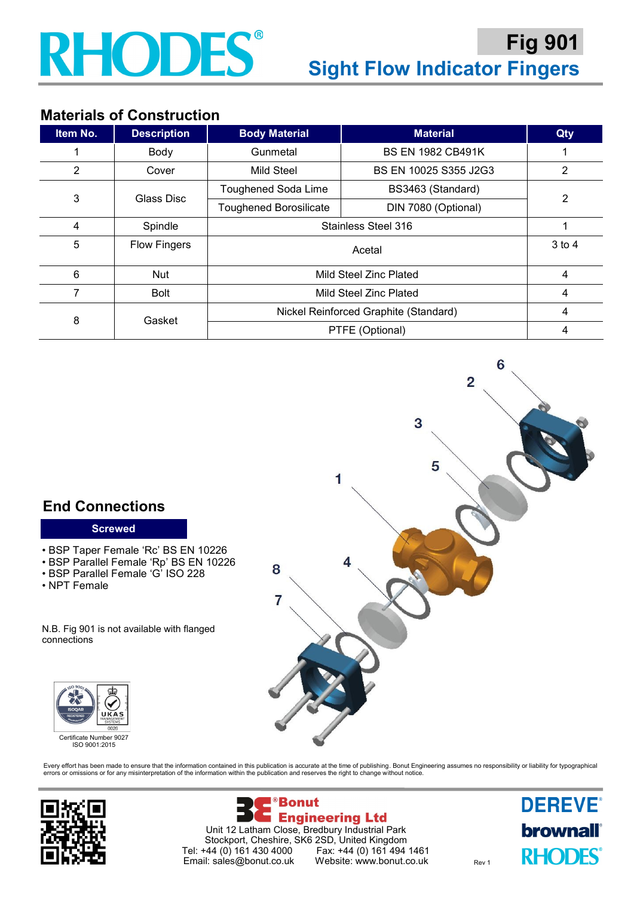# RHODES®

## Fig 901
## Sight Flow Indicator Fingers

### Materials of Construction

| Item No. | Description | Body Material | Material | Qty |
|---|---|---|---|---|
| 1 | Body | Gunmetal | BS EN 1982 CB491K | 1 |
| 2 | Cover | Mild Steel | BS EN 10025 S355 J2G3 | 2 |
| 3 | Glass Disc | Toughened Soda Lime | BS3463 (Standard) | 2 |
| | | Toughened Borosilicate | DIN 7080 (Optional) | |
| 4 | Spindle | Stainless Steel 316 | | 1 |
| 5 | Flow Fingers | Acetal | | 3 to 4 |
| 6 | Nut | Mild Steel Zinc Plated | | 4 |
| 7 | Bolt | Mild Steel Zinc Plated | | 4 |
| 8 | Gasket | Nickel Reinforced Graphite (Standard) | | 4 |
| | | PTFE (Optional) | | 4 |

1
2
3
4
5
6
7
8

### End Connections

**Screwed**

- BSP Taper Female 'Rc' BS EN 10226
- BSP Parallel Female 'Rp' BS EN 10226
- BSP Parallel Female 'G' ISO 228
- NPT Female

N.B. Fig 901 is not available with flanged connections

Certificate Number 9027
ISO 9001:2015

Every effort has been made to ensure that the information contained in this publication is accurate at the time of publishing. Bonut Engineering assumes no responsibility or liability for typographical errors or omissions or for any misinterpretation of the information within the publication and reserves the right to change without notice.

**Bonut Engineering Ltd**
Unit 12 Latham Close, Bredbury Industrial Park
Stockport, Cheshire, SK6 2SD, United Kingdom
Tel: +44 (0) 161 430 4000 Fax: +44 (0) 161 494 1461
Email: sales@bonut.co.uk Website: www.bonut.co.uk

Rev 1

DEREVE® brownall® RHODES®